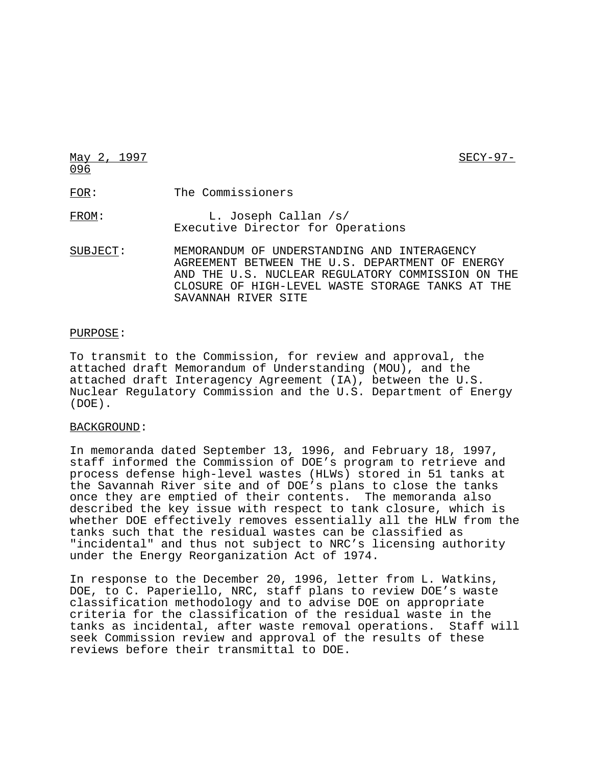May 2, 1997 SECY-97-096

FOR: The Commissioners

FROM: L. Joseph Callan /s/
Executive Director for Operations

SUBJECT: MEMORANDUM OF UNDERSTANDING AND INTERAGENCY AGREEMENT BETWEEN THE U.S. DEPARTMENT OF ENERGY AND THE U.S. NUCLEAR REGULATORY COMMISSION ON THE CLOSURE OF HIGH-LEVEL WASTE STORAGE TANKS AT THE SAVANNAH RIVER SITE

PURPOSE:

To transmit to the Commission, for review and approval, the attached draft Memorandum of Understanding (MOU), and the attached draft Interagency Agreement (IA), between the U.S. Nuclear Regulatory Commission and the U.S. Department of Energy (DOE).

BACKGROUND:

In memoranda dated September 13, 1996, and February 18, 1997, staff informed the Commission of DOE's program to retrieve and process defense high-level wastes (HLWs) stored in 51 tanks at the Savannah River site and of DOE's plans to close the tanks once they are emptied of their contents. The memoranda also described the key issue with respect to tank closure, which is whether DOE effectively removes essentially all the HLW from the tanks such that the residual wastes can be classified as "incidental" and thus not subject to NRC's licensing authority under the Energy Reorganization Act of 1974.

In response to the December 20, 1996, letter from L. Watkins, DOE, to C. Paperiello, NRC, staff plans to review DOE's waste classification methodology and to advise DOE on appropriate criteria for the classification of the residual waste in the tanks as incidental, after waste removal operations. Staff will seek Commission review and approval of the results of these reviews before their transmittal to DOE.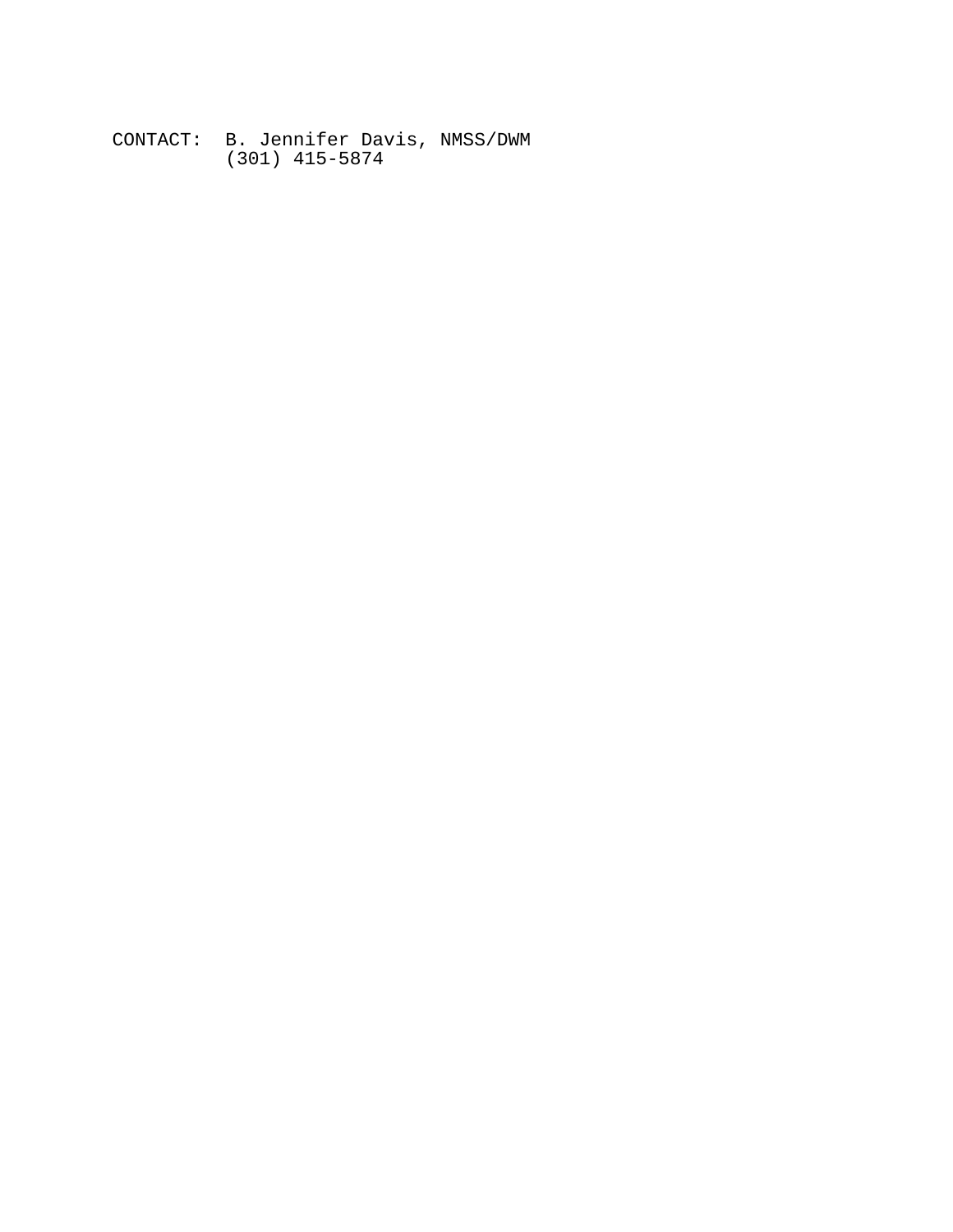CONTACT: B. Jennifer Davis, NMSS/DWM  
(301) 415-5874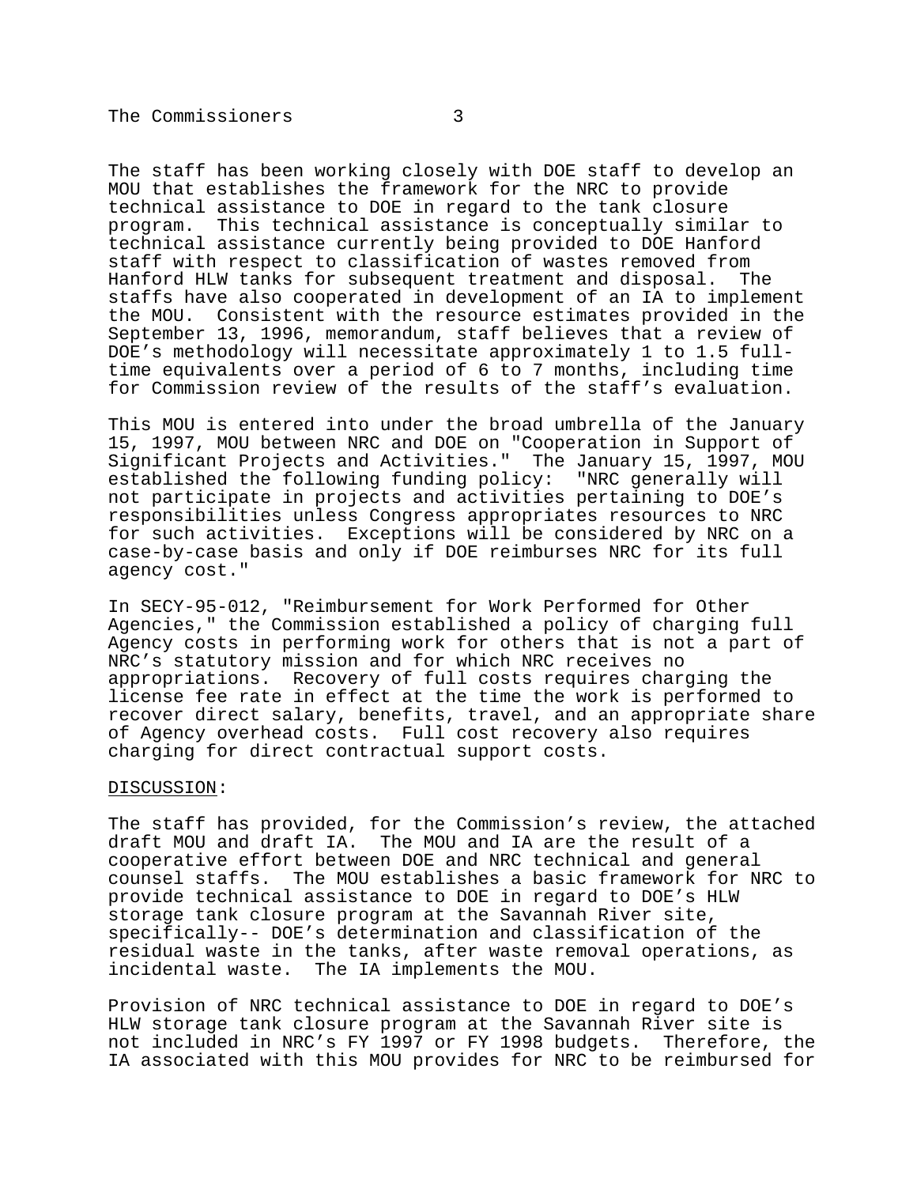The staff has been working closely with DOE staff to develop an MOU that establishes the framework for the NRC to provide technical assistance to DOE in regard to the tank closure program. This technical assistance is conceptually similar to technical assistance currently being provided to DOE Hanford staff with respect to classification of wastes removed from Hanford HLW tanks for subsequent treatment and disposal. The staffs have also cooperated in development of an IA to implement the MOU. Consistent with the resource estimates provided in the September 13, 1996, memorandum, staff believes that a review of DOE's methodology will necessitate approximately 1 to 1.5 full-time equivalents over a period of 6 to 7 months, including time for Commission review of the results of the staff's evaluation.

This MOU is entered into under the broad umbrella of the January 15, 1997, MOU between NRC and DOE on "Cooperation in Support of Significant Projects and Activities." The January 15, 1997, MOU established the following funding policy: "NRC generally will not participate in projects and activities pertaining to DOE's responsibilities unless Congress appropriates resources to NRC for such activities. Exceptions will be considered by NRC on a case-by-case basis and only if DOE reimburses NRC for its full agency cost."

In SECY-95-012, "Reimbursement for Work Performed for Other Agencies," the Commission established a policy of charging full Agency costs in performing work for others that is not a part of NRC's statutory mission and for which NRC receives no appropriations. Recovery of full costs requires charging the license fee rate in effect at the time the work is performed to recover direct salary, benefits, travel, and an appropriate share of Agency overhead costs. Full cost recovery also requires charging for direct contractual support costs.

DISCUSSION:

The staff has provided, for the Commission's review, the attached draft MOU and draft IA. The MOU and IA are the result of a cooperative effort between DOE and NRC technical and general counsel staffs. The MOU establishes a basic framework for NRC to provide technical assistance to DOE in regard to DOE's HLW storage tank closure program at the Savannah River site, specifically-- DOE's determination and classification of the residual waste in the tanks, after waste removal operations, as incidental waste. The IA implements the MOU.

Provision of NRC technical assistance to DOE in regard to DOE's HLW storage tank closure program at the Savannah River site is not included in NRC's FY 1997 or FY 1998 budgets. Therefore, the IA associated with this MOU provides for NRC to be reimbursed for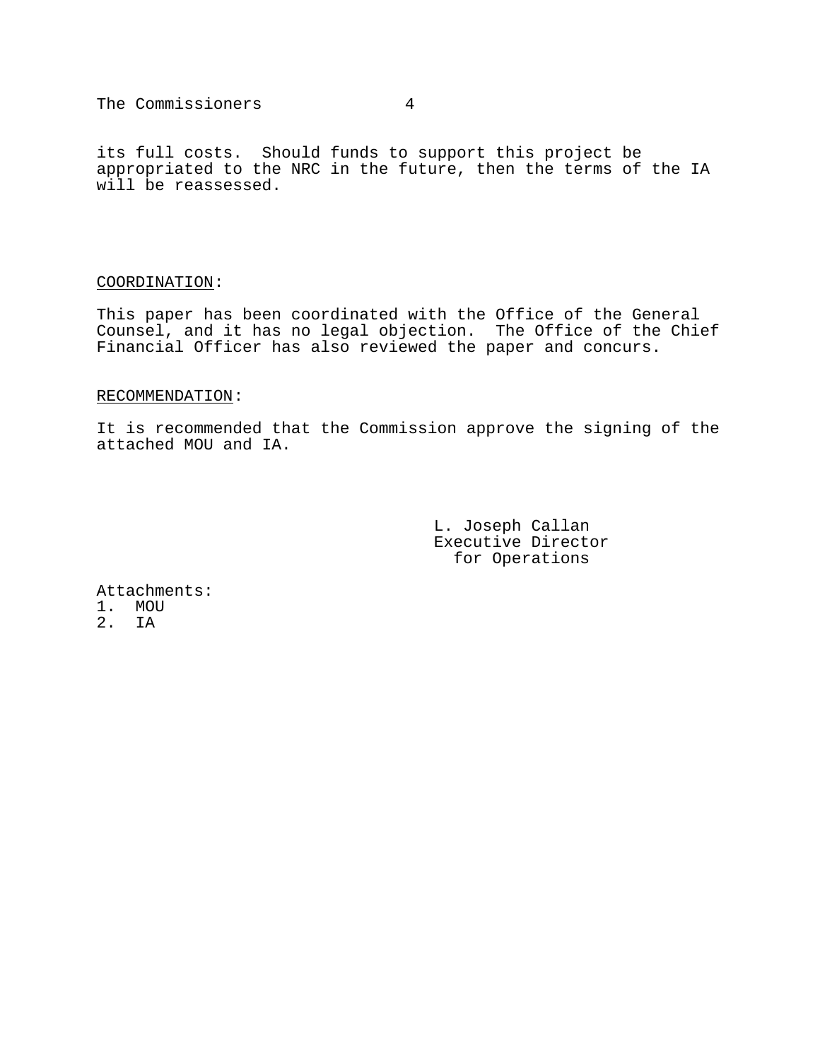its full costs. Should funds to support this project be appropriated to the NRC in the future, then the terms of the IA will be reassessed.

COORDINATION:

This paper has been coordinated with the Office of the General Counsel, and it has no legal objection. The Office of the Chief Financial Officer has also reviewed the paper and concurs.

RECOMMENDATION:

It is recommended that the Commission approve the signing of the attached MOU and IA.

L. Joseph Callan
Executive Director
for Operations

Attachments:
1. MOU
2. IA